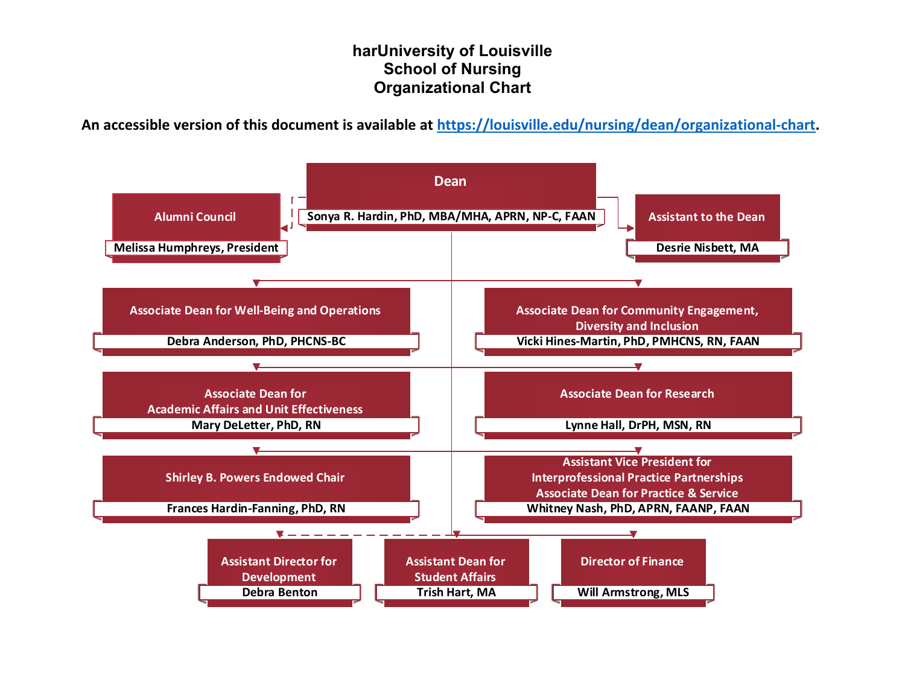# harUniversity of Louisville
# School of Nursing
# Organizational Chart

**An accessible version of this document is available at [https://louisville.edu/nursing/dean/organizational-chart](https://louisville.edu/nursing/dean/organizational-chart).**

**Dean**
Sonya R. Hardin, PhD, MBA/MHA, APRN, NP-C, FAAN

**Alumni Council**
Melissa Humphreys, President

**Assistant to the Dean**
Desrie Nisbett, MA

**Associate Dean for Well-Being and Operations**
Debra Anderson, PhD, PHCNS-BC

**Associate Dean for Community Engagement, Diversity and Inclusion**
Vicki Hines-Martin, PhD, PMHCNS, RN, FAAN

**Associate Dean for Academic Affairs and Unit Effectiveness**
Mary DeLetter, PhD, RN

**Associate Dean for Research**
Lynne Hall, DrPH, MSN, RN

**Shirley B. Powers Endowed Chair**
Frances Hardin-Fanning, PhD, RN

**Assistant Vice President for Interprofessional Practice Partnerships**
**Associate Dean for Practice & Service**
Whitney Nash, PhD, APRN, FAANP, FAAN

**Assistant Director for Development**
Debra Benton

**Assistant Dean for Student Affairs**
Trish Hart, MA

**Director of Finance**
Will Armstrong, MLS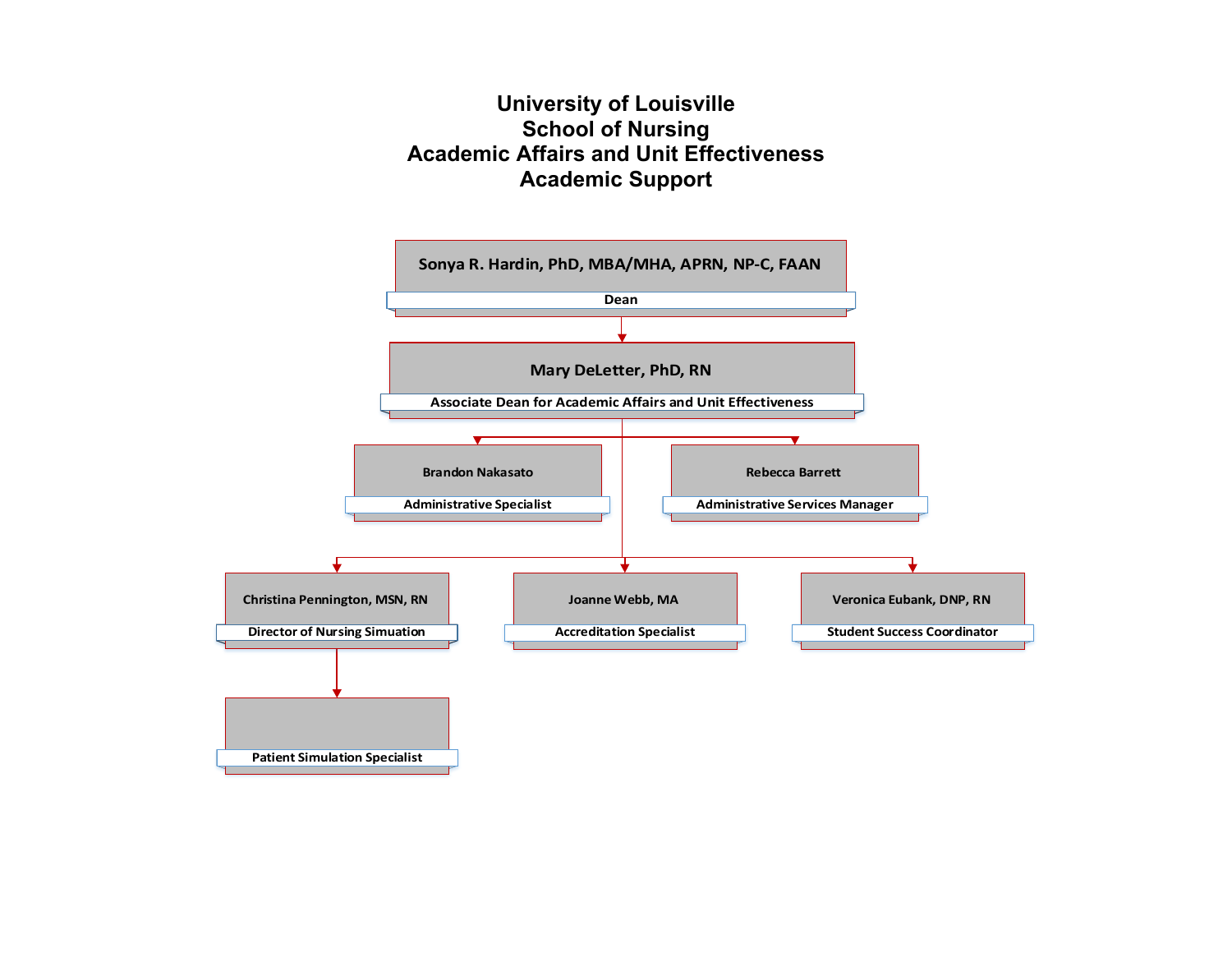# University of Louisville
# School of Nursing
# Academic Affairs and Unit Effectiveness
# Academic Support

**Sonya R. Hardin, PhD, MBA/MHA, APRN, NP-C, FAAN**
Dean

**Mary DeLetter, PhD, RN**
Associate Dean for Academic Affairs and Unit Effectiveness

- **Brandon Nakasato** — Administrative Specialist
- **Rebecca Barrett** — Administrative Services Manager
- **Christina Pennington, MSN, RN** — Director of Nursing Simulation
  - Patient Simulation Specialist
- **Joanne Webb, MA** — Accreditation Specialist
- **Veronica Eubank, DNP, RN** — Student Success Coordinator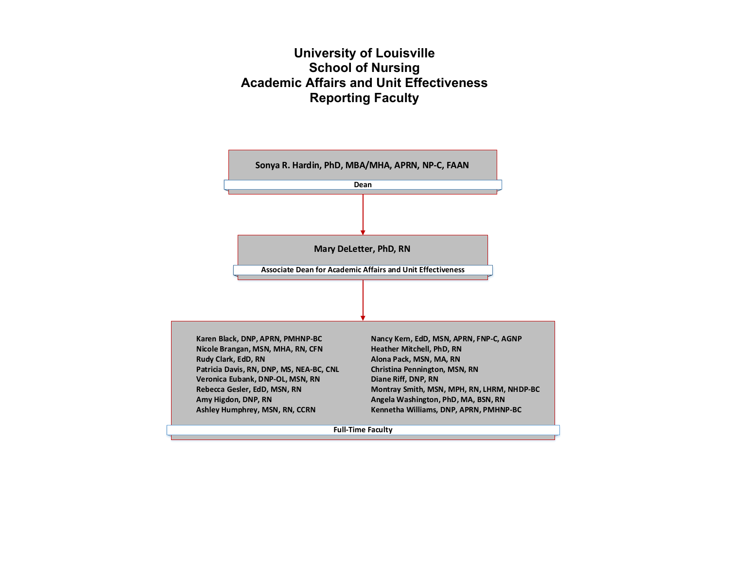# University of Louisville
# School of Nursing
# Academic Affairs and Unit Effectiveness
# Reporting Faculty

**Sonya R. Hardin, PhD, MBA/MHA, APRN, NP-C, FAAN**

**Dean**

↓

**Mary DeLetter, PhD, RN**

**Associate Dean for Academic Affairs and Unit Effectiveness**

↓

**Full-Time Faculty**

- Karen Black, DNP, APRN, PMHNP-BC
- Nicole Brangan, MSN, MHA, RN, CFN
- Rudy Clark, EdD, RN
- Patricia Davis, RN, DNP, MS, NEA-BC, CNL
- Veronica Eubank, DNP-OL, MSN, RN
- Rebecca Gesler, EdD, MSN, RN
- Amy Higdon, DNP, RN
- Ashley Humphrey, MSN, RN, CCRN
- Nancy Kern, EdD, MSN, APRN, FNP-C, AGNP
- Heather Mitchell, PhD, RN
- Alona Pack, MSN, MA, RN
- Christina Pennington, MSN, RN
- Diane Riff, DNP, RN
- Montray Smith, MSN, MPH, RN, LHRM, NHDP-BC
- Angela Washington, PhD, MA, BSN, RN
- Kennetha Williams, DNP, APRN, PMHNP-BC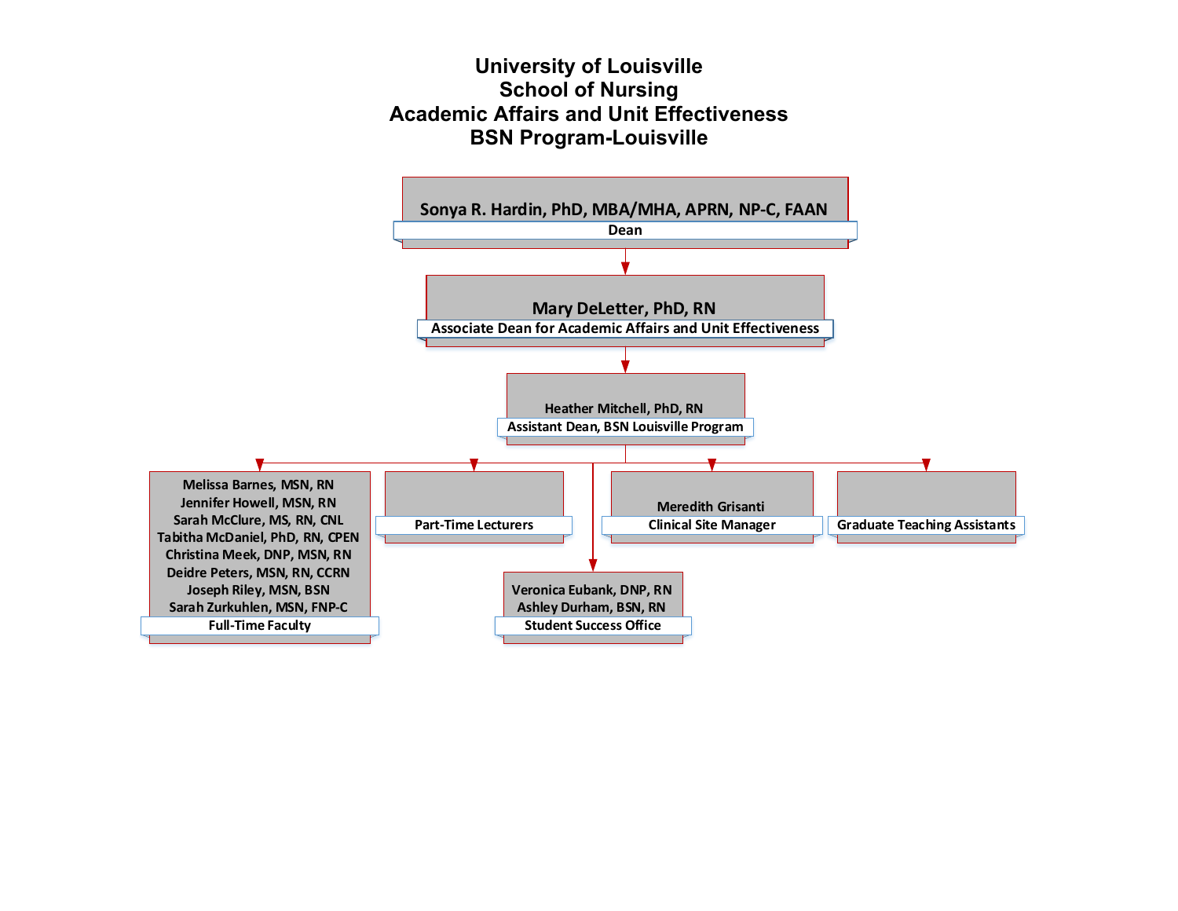# University of Louisville
# School of Nursing
# Academic Affairs and Unit Effectiveness
# BSN Program-Louisville

**Sonya R. Hardin, PhD, MBA/MHA, APRN, NP-C, FAAN**
Dean

**Mary DeLetter, PhD, RN**
Associate Dean for Academic Affairs and Unit Effectiveness

**Heather Mitchell, PhD, RN**
Assistant Dean, BSN Louisville Program

- **Full-Time Faculty**
  - Melissa Barnes, MSN, RN
  - Jennifer Howell, MSN, RN
  - Sarah McClure, MS, RN, CNL
  - Tabitha McDaniel, PhD, RN, CPEN
  - Christina Meek, DNP, MSN, RN
  - Deidre Peters, MSN, RN, CCRN
  - Joseph Riley, MSN, BSN
  - Sarah Zurkuhlen, MSN, FNP-C
- **Part-Time Lecturers**
- **Student Success Office**
  - Veronica Eubank, DNP, RN
  - Ashley Durham, BSN, RN
- **Clinical Site Manager**
  - Meredith Grisanti
- **Graduate Teaching Assistants**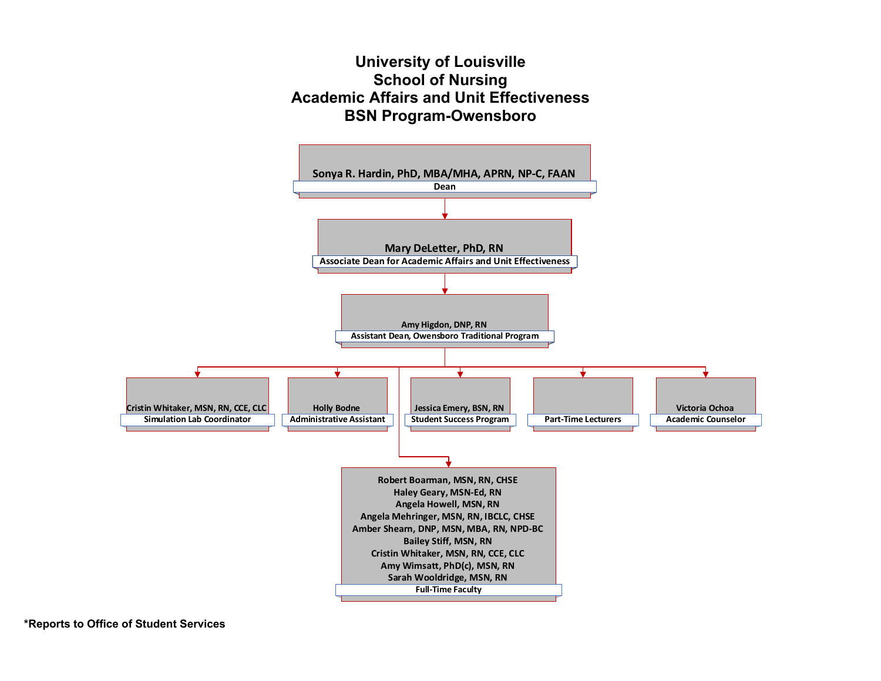# University of Louisville
# School of Nursing
# Academic Affairs and Unit Effectiveness
# BSN Program-Owensboro

**Sonya R. Hardin, PhD, MBA/MHA, APRN, NP-C, FAAN**
Dean

**Mary DeLetter, PhD, RN**
Associate Dean for Academic Affairs and Unit Effectiveness

**Amy Higdon, DNP, RN**
Assistant Dean, Owensboro Traditional Program

**Cristin Whitaker, MSN, RN, CCE, CLC**
Simulation Lab Coordinator

**Holly Bodne**
Administrative Assistant

**Jessica Emery, BSN, RN**
Student Success Program

Part-Time Lecturers

**Victoria Ochoa**
Academic Counselor

**Full-Time Faculty**
- Robert Boarman, MSN, RN, CHSE
- Haley Geary, MSN-Ed, RN
- Angela Howell, MSN, RN
- Angela Mehringer, MSN, RN, IBCLC, CHSE
- Amber Shearn, DNP, MSN, MBA, RN, NPD-BC
- Bailey Stiff, MSN, RN
- Cristin Whitaker, MSN, RN, CCE, CLC
- Amy Wimsatt, PhD(c), MSN, RN
- Sarah Wooldridge, MSN, RN

**\*Reports to Office of Student Services**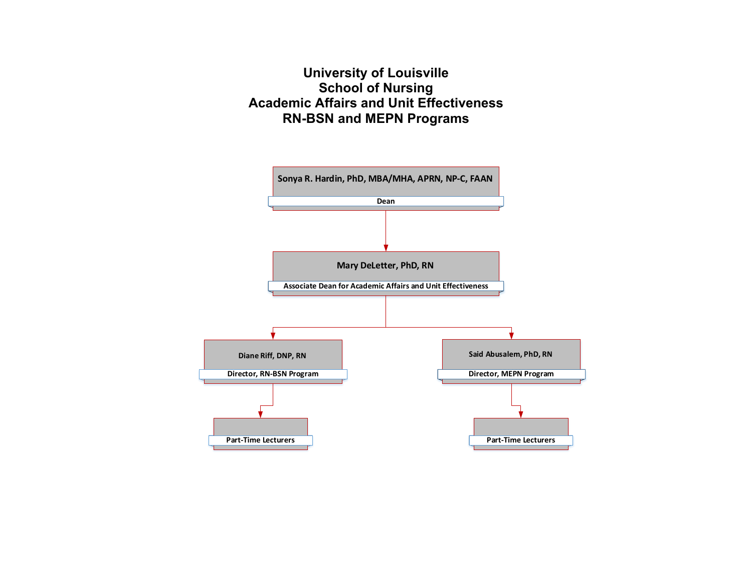# University of Louisville
# School of Nursing
# Academic Affairs and Unit Effectiveness
# RN-BSN and MEPN Programs

**Sonya R. Hardin, PhD, MBA/MHA, APRN, NP-C, FAAN**
Dean

- **Mary DeLetter, PhD, RN**
  Associate Dean for Academic Affairs and Unit Effectiveness
  - **Diane Riff, DNP, RN**
    Director, RN-BSN Program
    - Part-Time Lecturers
  - **Said Abusalem, PhD, RN**
    Director, MEPN Program
    - Part-Time Lecturers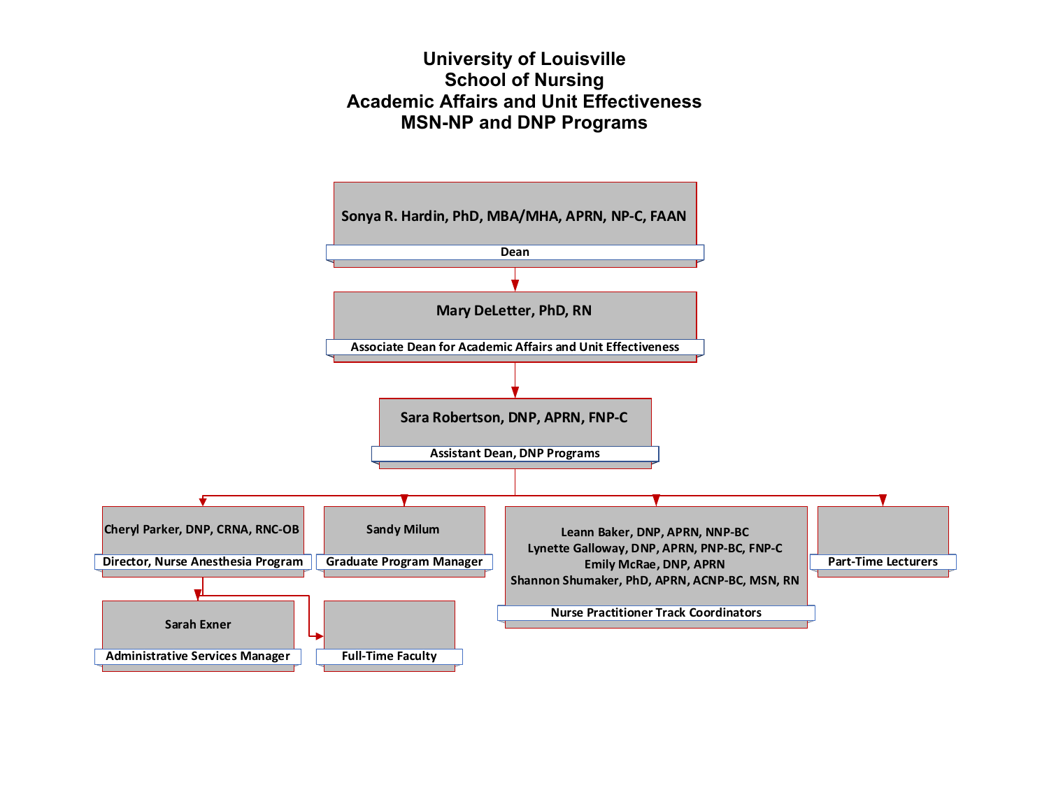# University of Louisville
# School of Nursing
# Academic Affairs and Unit Effectiveness
# MSN-NP and DNP Programs

**Sonya R. Hardin, PhD, MBA/MHA, APRN, NP-C, FAAN**
Dean

**Mary DeLetter, PhD, RN**
Associate Dean for Academic Affairs and Unit Effectiveness

**Sara Robertson, DNP, APRN, FNP-C**
Assistant Dean, DNP Programs

- **Cheryl Parker, DNP, CRNA, RNC-OB**
  Director, Nurse Anesthesia Program
  - **Sarah Exner**
    Administrative Services Manager
  - Full-Time Faculty
- **Sandy Milum**
  Graduate Program Manager
- **Leann Baker, DNP, APRN, NNP-BC**
  **Lynette Galloway, DNP, APRN, PNP-BC, FNP-C**
  **Emily McRae, DNP, APRN**
  **Shannon Shumaker, PhD, APRN, ACNP-BC, MSN, RN**
  Nurse Practitioner Track Coordinators
- Part-Time Lecturers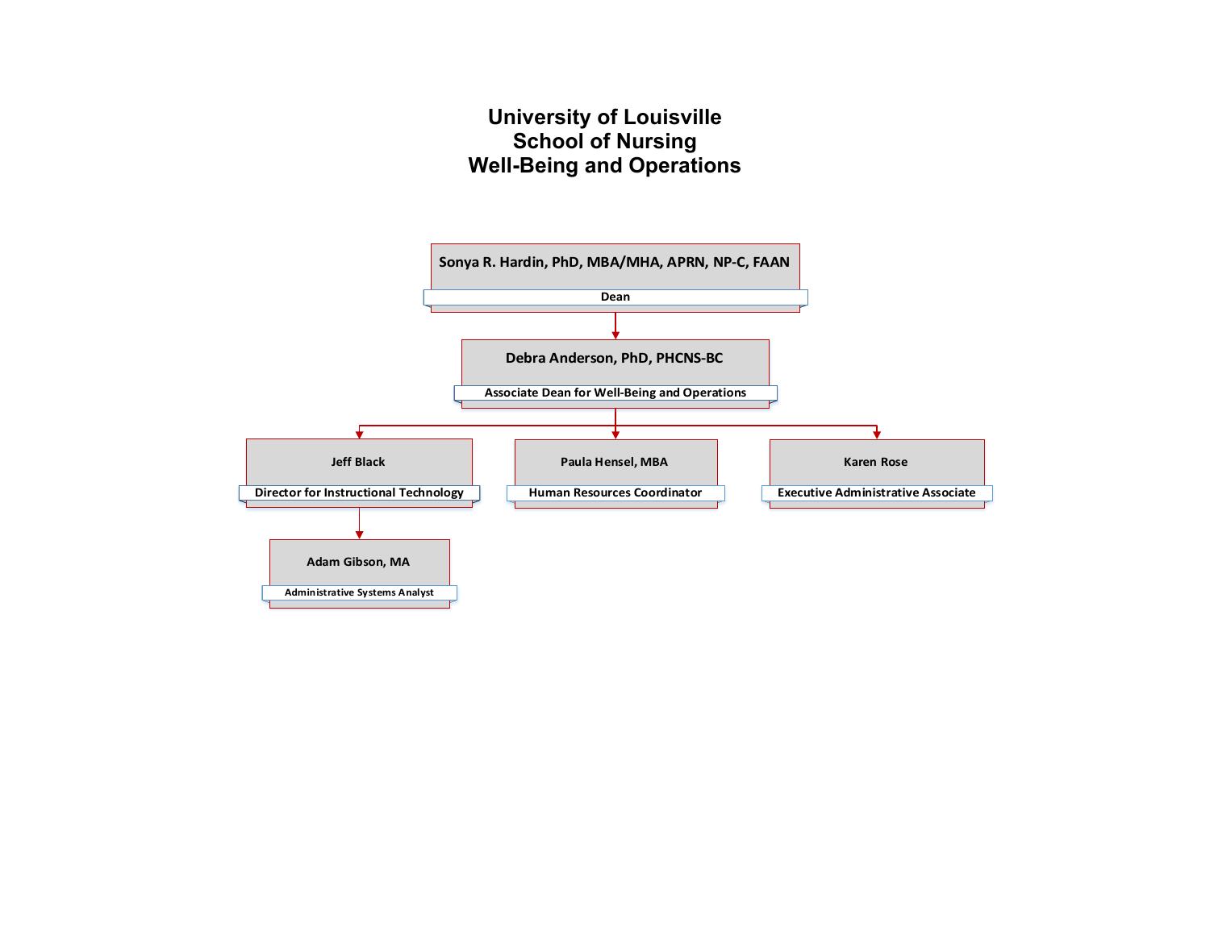# University of Louisville
# School of Nursing
# Well-Being and Operations

- **Sonya R. Hardin, PhD, MBA/MHA, APRN, NP-C, FAAN** — Dean
  - **Debra Anderson, PhD, PHCNS-BC** — Associate Dean for Well-Being and Operations
    - **Jeff Black** — Director for Instructional Technology
      - **Adam Gibson, MA** — Administrative Systems Analyst
    - **Paula Hensel, MBA** — Human Resources Coordinator
    - **Karen Rose** — Executive Administrative Associate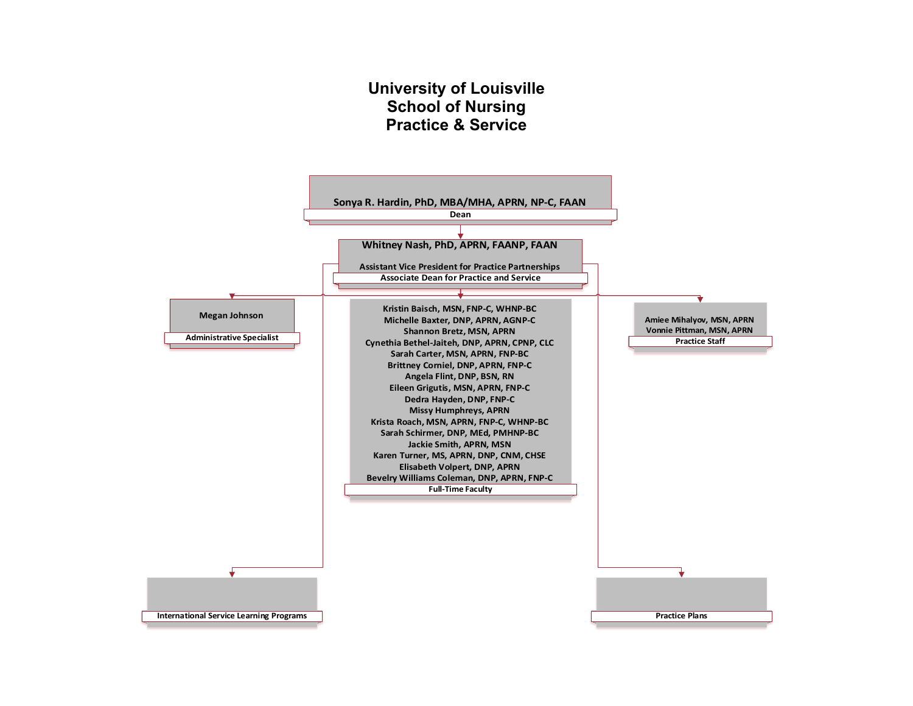# University of Louisville
# School of Nursing
# Practice & Service

**Sonya R. Hardin, PhD, MBA/MHA, APRN, NP-C, FAAN**
Dean

**Whitney Nash, PhD, APRN, FAANP, FAAN**
Assistant Vice President for Practice Partnerships
Associate Dean for Practice and Service

**Megan Johnson**
Administrative Specialist

**Full-Time Faculty**
- Kristin Baisch, MSN, FNP-C, WHNP-BC
- Michelle Baxter, DNP, APRN, AGNP-C
- Shannon Bretz, MSN, APRN
- Cynethia Bethel-Jaiteh, DNP, APRN, CPNP, CLC
- Sarah Carter, MSN, APRN, FNP-BC
- Brittney Corniel, DNP, APRN, FNP-C
- Angela Flint, DNP, BSN, RN
- Eileen Grigutis, MSN, APRN, FNP-C
- Dedra Hayden, DNP, FNP-C
- Missy Humphreys, APRN
- Krista Roach, MSN, APRN, FNP-C, WHNP-BC
- Sarah Schirmer, DNP, MEd, PMHNP-BC
- Jackie Smith, APRN, MSN
- Karen Turner, MS, APRN, DNP, CNM, CHSE
- Elisabeth Volpert, DNP, APRN
- Bevelry Williams Coleman, DNP, APRN, FNP-C

**Practice Staff**
- Amiee Mihalyov, MSN, APRN
- Vonnie Pittman, MSN, APRN

International Service Learning Programs

Practice Plans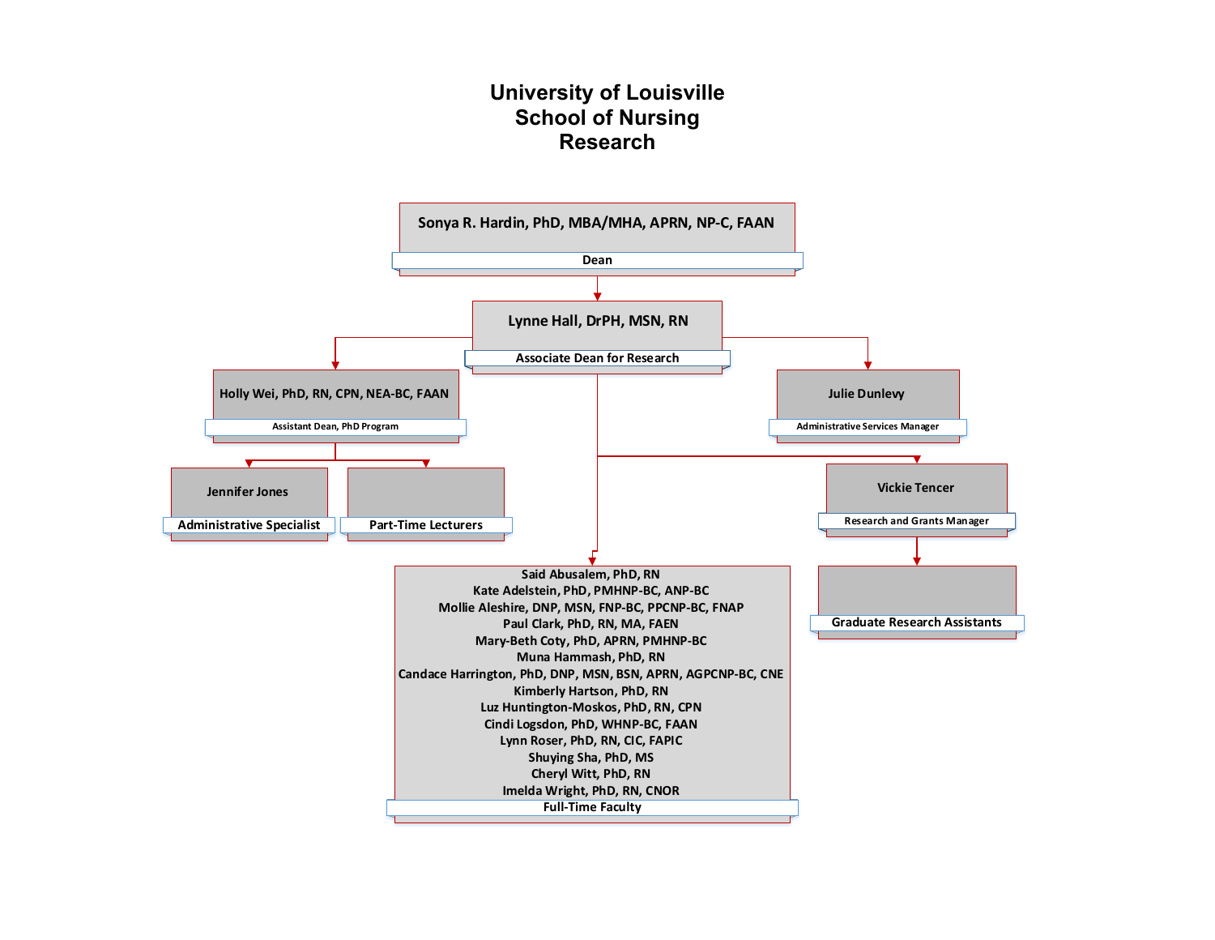# University of Louisville School of Nursing Research

**Sonya R. Hardin, PhD, MBA/MHA, APRN, NP-C, FAAN**
Dean

- **Lynne Hall, DrPH, MSN, RN**
  Associate Dean for Research
  - **Holly Wei, PhD, RN, CPN, NEA-BC, FAAN**
    Assistant Dean, PhD Program
    - **Jennifer Jones**
      Administrative Specialist
    - Part-Time Lecturers
  - **Julie Dunlevy**
    Administrative Services Manager
  - **Vickie Tencer**
    Research and Grants Manager
    - Graduate Research Assistants
  - **Full-Time Faculty**
    - Said Abusalem, PhD, RN
    - Kate Adelstein, PhD, PMHNP-BC, ANP-BC
    - Mollie Aleshire, DNP, MSN, FNP-BC, PPCNP-BC, FNAP
    - Paul Clark, PhD, RN, MA, FAEN
    - Mary-Beth Coty, PhD, APRN, PMHNP-BC
    - Muna Hammash, PhD, RN
    - Candace Harrington, PhD, DNP, MSN, BSN, APRN, AGPCNP-BC, CNE
    - Kimberly Hartson, PhD, RN
    - Luz Huntington-Moskos, PhD, RN, CPN
    - Cindi Logsdon, PhD, WHNP-BC, FAAN
    - Lynn Roser, PhD, RN, CIC, FAPIC
    - Shuying Sha, PhD, MS
    - Cheryl Witt, PhD, RN
    - Imelda Wright, PhD, RN, CNOR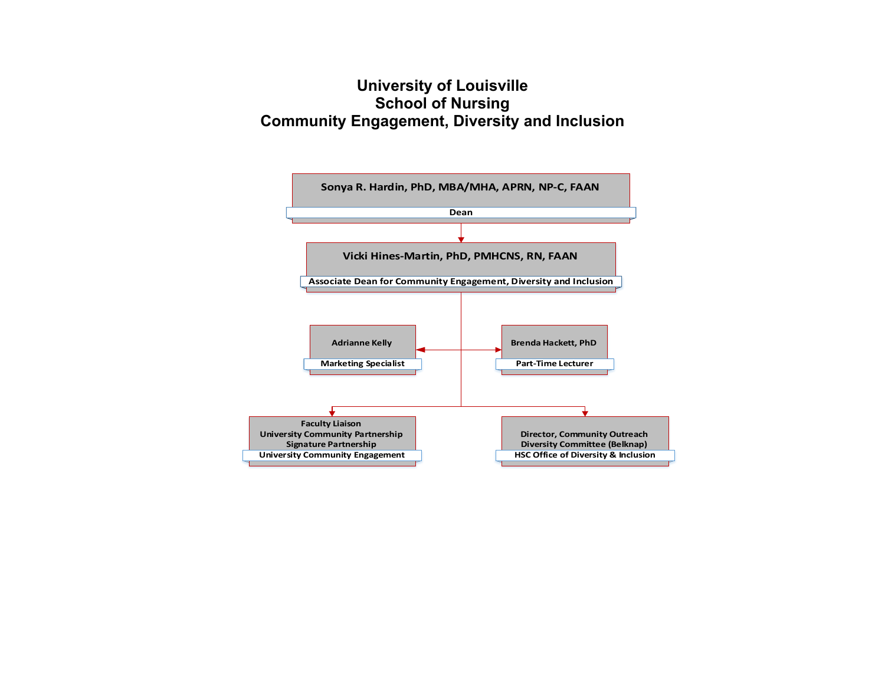# University of Louisville
# School of Nursing
# Community Engagement, Diversity and Inclusion

**Sonya R. Hardin, PhD, MBA/MHA, APRN, NP-C, FAAN**
Dean

**Vicki Hines-Martin, PhD, PMHCNS, RN, FAAN**
Associate Dean for Community Engagement, Diversity and Inclusion

**Adrianne Kelly**
Marketing Specialist

**Brenda Hackett, PhD**
Part-Time Lecturer

**Faculty Liaison**
**University Community Partnership**
**Signature Partnership**
University Community Engagement

**Director, Community Outreach**
**Diversity Committee (Belknap)**
HSC Office of Diversity & Inclusion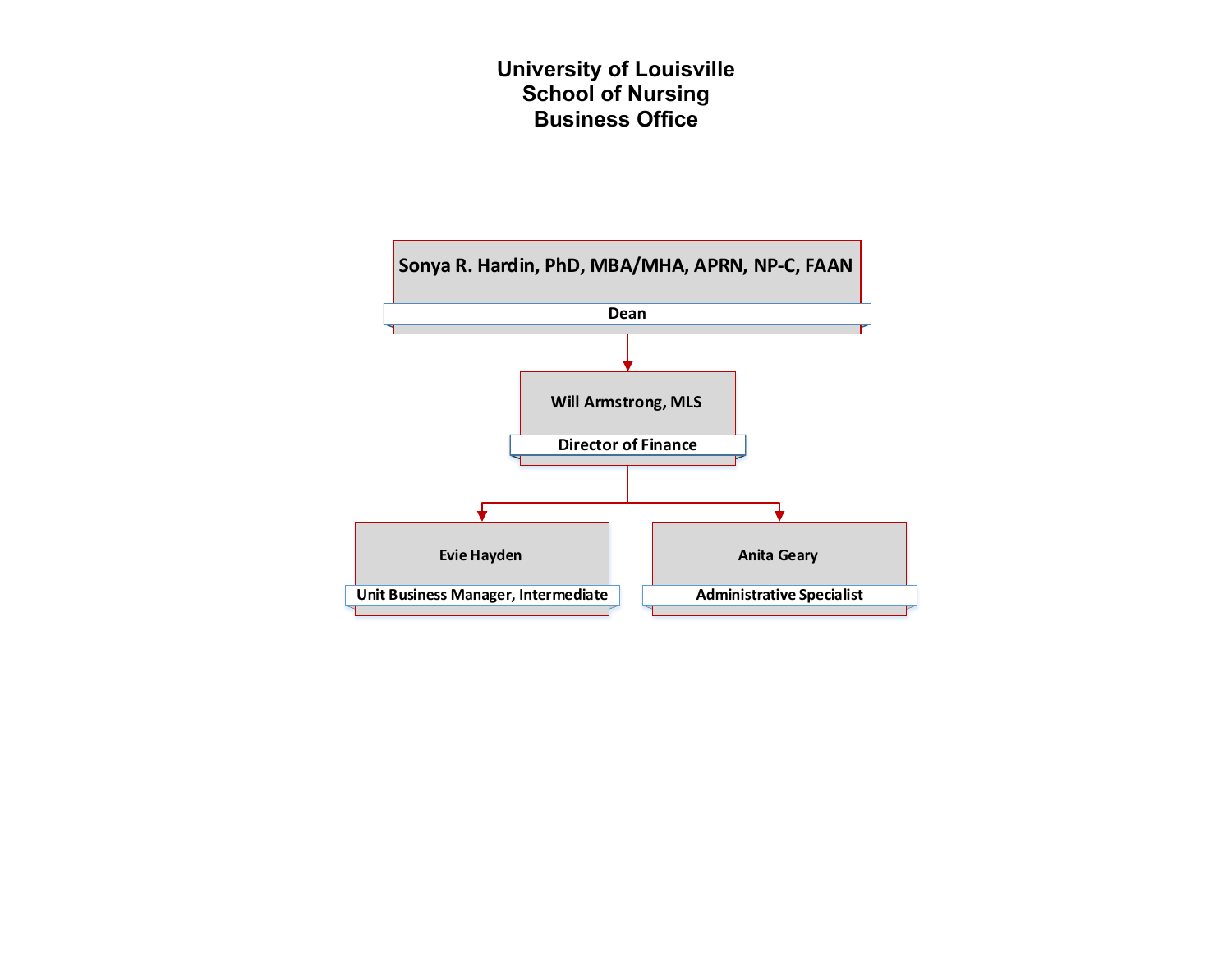# University of Louisville
# School of Nursing
# Business Office

**Sonya R. Hardin, PhD, MBA/MHA, APRN, NP-C, FAAN**
Dean

- **Will Armstrong, MLS**
  Director of Finance
  - **Evie Hayden**
    Unit Business Manager, Intermediate
  - **Anita Geary**
    Administrative Specialist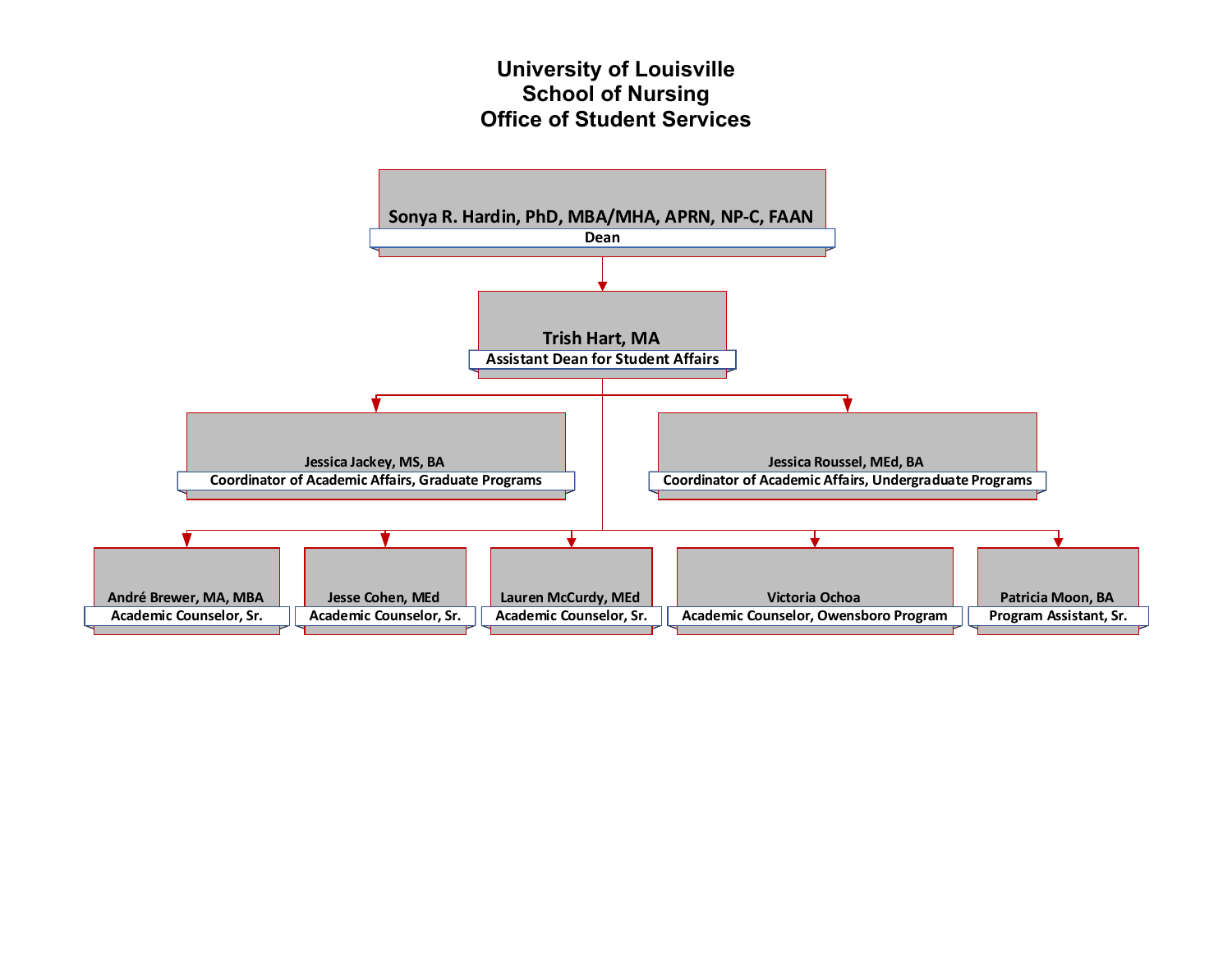# University of Louisville
# School of Nursing
# Office of Student Services

**Sonya R. Hardin, PhD, MBA/MHA, APRN, NP-C, FAAN**
Dean

**Trish Hart, MA**
Assistant Dean for Student Affairs

**Jessica Jackey, MS, BA**
Coordinator of Academic Affairs, Graduate Programs

**Jessica Roussel, MEd, BA**
Coordinator of Academic Affairs, Undergraduate Programs

**André Brewer, MA, MBA**
Academic Counselor, Sr.

**Jesse Cohen, MEd**
Academic Counselor, Sr.

**Lauren McCurdy, MEd**
Academic Counselor, Sr.

**Victoria Ochoa**
Academic Counselor, Owensboro Program

**Patricia Moon, BA**
Program Assistant, Sr.